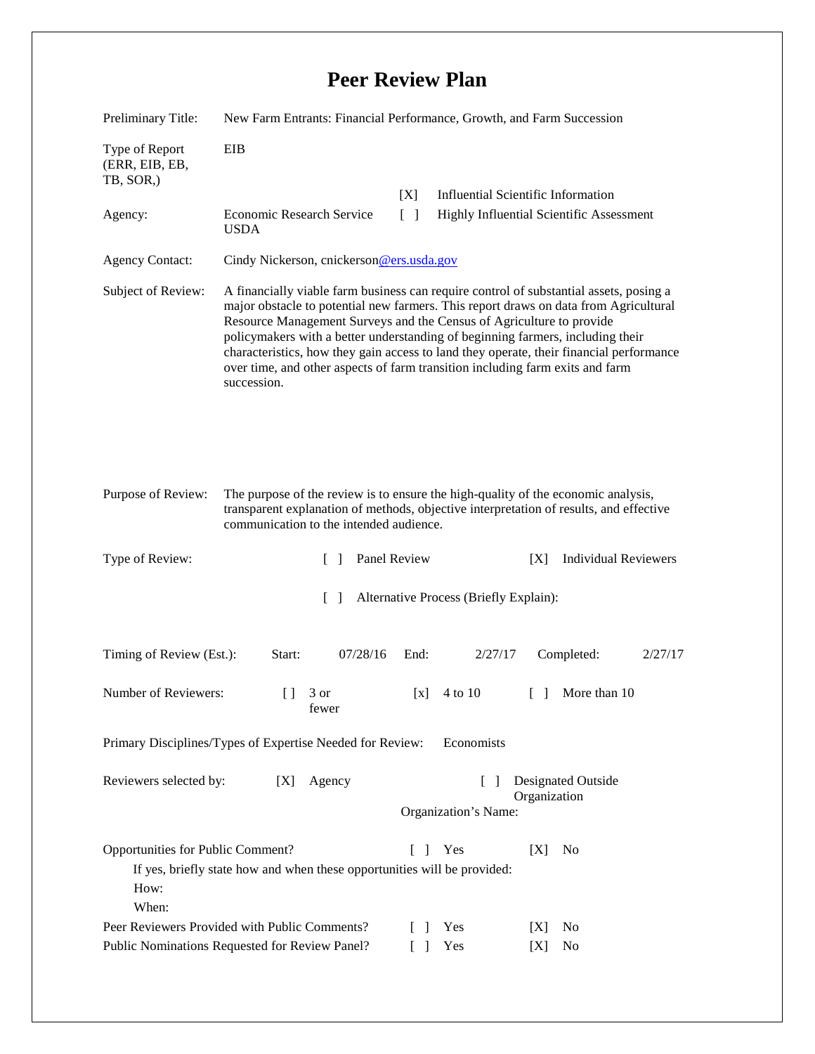# Peer Review Plan

Preliminary Title: New Farm Entrants: Financial Performance, Growth, and Farm Succession

Type of Report (ERR, EIB, EB, TB, SOR,): EIB

Agency: Economic Research Service USDA

[X] Influential Scientific Information

[ ] Highly Influential Scientific Assessment

Agency Contact: Cindy Nickerson, cnickerson@ers.usda.gov

Subject of Review: A financially viable farm business can require control of substantial assets, posing a major obstacle to potential new farmers. This report draws on data from Agricultural Resource Management Surveys and the Census of Agriculture to provide policymakers with a better understanding of beginning farmers, including their characteristics, how they gain access to land they operate, their financial performance over time, and other aspects of farm transition including farm exits and farm succession.

Purpose of Review: The purpose of the review is to ensure the high-quality of the economic analysis, transparent explanation of methods, objective interpretation of results, and effective communication to the intended audience.

Type of Review: [ ] Panel Review [X] Individual Reviewers

[ ] Alternative Process (Briefly Explain):

Timing of Review (Est.): Start: 07/28/16 End: 2/27/17 Completed: 2/27/17

Number of Reviewers: [ ] 3 or fewer [x] 4 to 10 [ ] More than 10

Primary Disciplines/Types of Expertise Needed for Review: Economists

Reviewers selected by: [X] Agency [ ] Designated Outside Organization

Organization's Name:

Opportunities for Public Comment? [ ] Yes [X] No

If yes, briefly state how and when these opportunities will be provided:

How:

When:

Peer Reviewers Provided with Public Comments? [ ] Yes [X] No

Public Nominations Requested for Review Panel? [ ] Yes [X] No